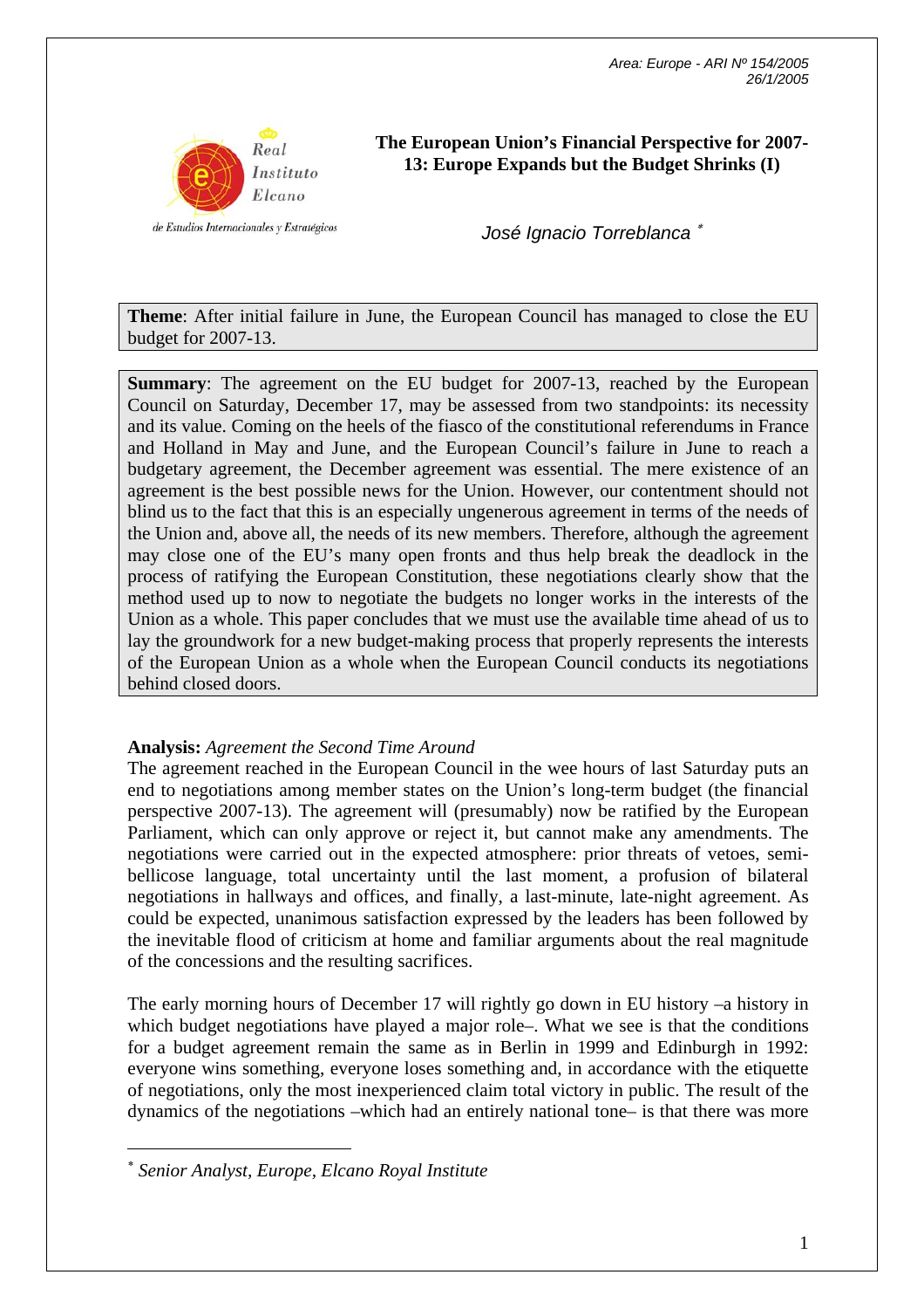Area: Europe - ARI Nº 154/2005
26/1/2005

# The European Union's Financial Perspective for 2007-13: Europe Expands but the Budget Shrinks (I)

*José Ignacio Torreblanca* [*]

**Theme**: After initial failure in June, the European Council has managed to close the EU budget for 2007-13.

**Summary**: The agreement on the EU budget for 2007-13, reached by the European Council on Saturday, December 17, may be assessed from two standpoints: its necessity and its value. Coming on the heels of the fiasco of the constitutional referendums in France and Holland in May and June, and the European Council's failure in June to reach a budgetary agreement, the December agreement was essential. The mere existence of an agreement is the best possible news for the Union. However, our contentment should not blind us to the fact that this is an especially ungenerous agreement in terms of the needs of the Union and, above all, the needs of its new members. Therefore, although the agreement may close one of the EU's many open fronts and thus help break the deadlock in the process of ratifying the European Constitution, these negotiations clearly show that the method used up to now to negotiate the budgets no longer works in the interests of the Union as a whole. This paper concludes that we must use the available time ahead of us to lay the groundwork for a new budget-making process that properly represents the interests of the European Union as a whole when the European Council conducts its negotiations behind closed doors.

**Analysis:** *Agreement the Second Time Around*

The agreement reached in the European Council in the wee hours of last Saturday puts an end to negotiations among member states on the Union's long-term budget (the financial perspective 2007-13). The agreement will (presumably) now be ratified by the European Parliament, which can only approve or reject it, but cannot make any amendments. The negotiations were carried out in the expected atmosphere: prior threats of vetoes, semi-bellicose language, total uncertainty until the last moment, a profusion of bilateral negotiations in hallways and offices, and finally, a last-minute, late-night agreement. As could be expected, unanimous satisfaction expressed by the leaders has been followed by the inevitable flood of criticism at home and familiar arguments about the real magnitude of the concessions and the resulting sacrifices.

The early morning hours of December 17 will rightly go down in EU history –a history in which budget negotiations have played a major role–. What we see is that the conditions for a budget agreement remain the same as in Berlin in 1999 and Edinburgh in 1992: everyone wins something, everyone loses something and, in accordance with the etiquette of negotiations, only the most inexperienced claim total victory in public. The result of the dynamics of the negotiations –which had an entirely national tone– is that there was more

---

[*] *Senior Analyst, Europe, Elcano Royal Institute*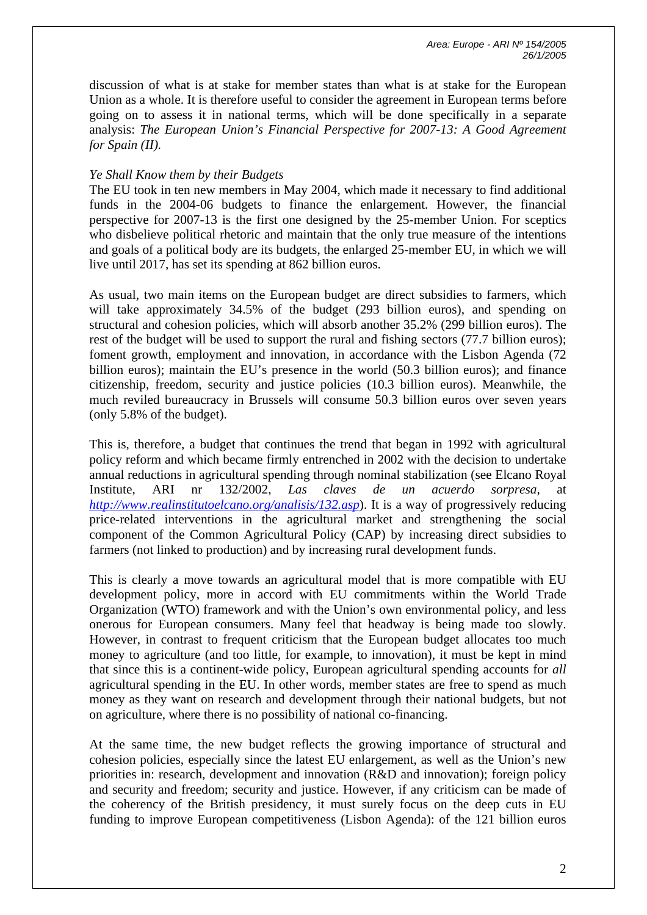discussion of what is at stake for member states than what is at stake for the European Union as a whole. It is therefore useful to consider the agreement in European terms before going on to assess it in national terms, which will be done specifically in a separate analysis: *The European Union's Financial Perspective for 2007-13: A Good Agreement for Spain (II).*

*Ye Shall Know them by their Budgets*

The EU took in ten new members in May 2004, which made it necessary to find additional funds in the 2004-06 budgets to finance the enlargement. However, the financial perspective for 2007-13 is the first one designed by the 25-member Union. For sceptics who disbelieve political rhetoric and maintain that the only true measure of the intentions and goals of a political body are its budgets, the enlarged 25-member EU, in which we will live until 2017, has set its spending at 862 billion euros.

As usual, two main items on the European budget are direct subsidies to farmers, which will take approximately 34.5% of the budget (293 billion euros), and spending on structural and cohesion policies, which will absorb another 35.2% (299 billion euros). The rest of the budget will be used to support the rural and fishing sectors (77.7 billion euros); foment growth, employment and innovation, in accordance with the Lisbon Agenda (72 billion euros); maintain the EU's presence in the world (50.3 billion euros); and finance citizenship, freedom, security and justice policies (10.3 billion euros). Meanwhile, the much reviled bureaucracy in Brussels will consume 50.3 billion euros over seven years (only 5.8% of the budget).

This is, therefore, a budget that continues the trend that began in 1992 with agricultural policy reform and which became firmly entrenched in 2002 with the decision to undertake annual reductions in agricultural spending through nominal stabilization (see Elcano Royal Institute, ARI nr 132/2002, *Las claves de un acuerdo sorpresa*, at http://www.realinstitutoelcano.org/analisis/132.asp). It is a way of progressively reducing price-related interventions in the agricultural market and strengthening the social component of the Common Agricultural Policy (CAP) by increasing direct subsidies to farmers (not linked to production) and by increasing rural development funds.

This is clearly a move towards an agricultural model that is more compatible with EU development policy, more in accord with EU commitments within the World Trade Organization (WTO) framework and with the Union's own environmental policy, and less onerous for European consumers. Many feel that headway is being made too slowly. However, in contrast to frequent criticism that the European budget allocates too much money to agriculture (and too little, for example, to innovation), it must be kept in mind that since this is a continent-wide policy, European agricultural spending accounts for *all* agricultural spending in the EU. In other words, member states are free to spend as much money as they want on research and development through their national budgets, but not on agriculture, where there is no possibility of national co-financing.

At the same time, the new budget reflects the growing importance of structural and cohesion policies, especially since the latest EU enlargement, as well as the Union's new priorities in: research, development and innovation (R&D and innovation); foreign policy and security and freedom; security and justice. However, if any criticism can be made of the coherency of the British presidency, it must surely focus on the deep cuts in EU funding to improve European competitiveness (Lisbon Agenda): of the 121 billion euros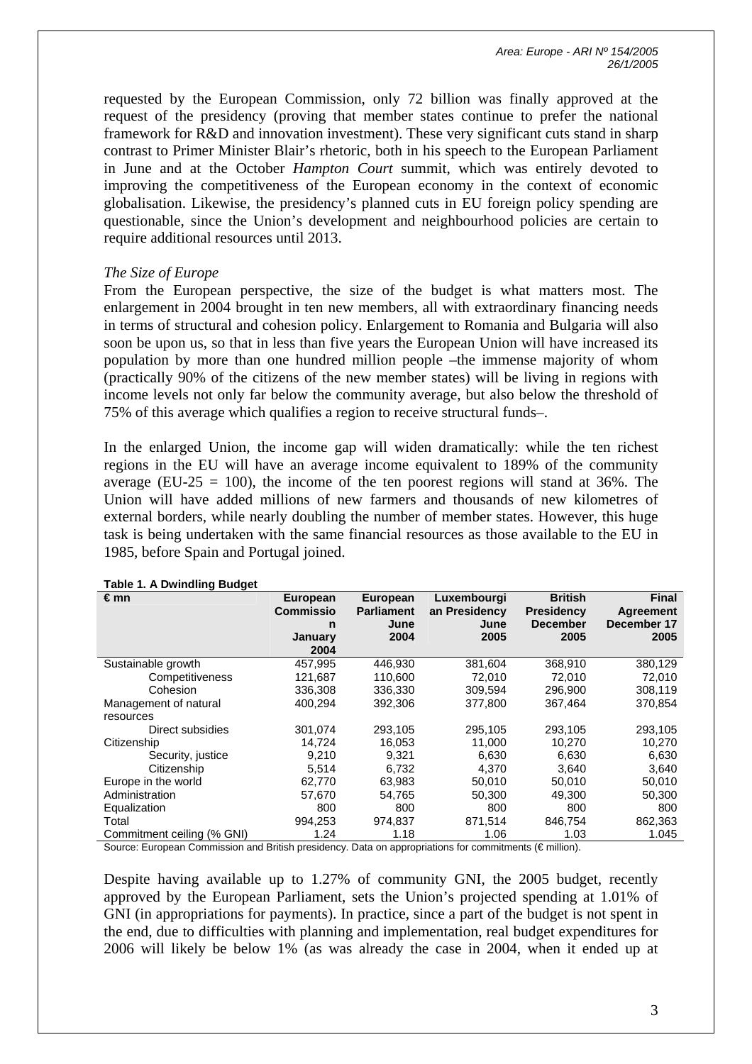requested by the European Commission, only 72 billion was finally approved at the request of the presidency (proving that member states continue to prefer the national framework for R&D and innovation investment). These very significant cuts stand in sharp contrast to Primer Minister Blair's rhetoric, both in his speech to the European Parliament in June and at the October *Hampton Court* summit, which was entirely devoted to improving the competitiveness of the European economy in the context of economic globalisation. Likewise, the presidency's planned cuts in EU foreign policy spending are questionable, since the Union's development and neighbourhood policies are certain to require additional resources until 2013.

*The Size of Europe*

From the European perspective, the size of the budget is what matters most. The enlargement in 2004 brought in ten new members, all with extraordinary financing needs in terms of structural and cohesion policy. Enlargement to Romania and Bulgaria will also soon be upon us, so that in less than five years the European Union will have increased its population by more than one hundred million people –the immense majority of whom (practically 90% of the citizens of the new member states) will be living in regions with income levels not only far below the community average, but also below the threshold of 75% of this average which qualifies a region to receive structural funds–.

In the enlarged Union, the income gap will widen dramatically: while the ten richest regions in the EU will have an average income equivalent to 189% of the community average (EU-25 = 100), the income of the ten poorest regions will stand at 36%. The Union will have added millions of new farmers and thousands of new kilometres of external borders, while nearly doubling the number of member states. However, this huge task is being undertaken with the same financial resources as those available to the EU in 1985, before Spain and Portugal joined.

**Table 1. A Dwindling Budget**

| € mn | European Commission January 2004 | European Parliament June 2004 | Luxembourgian Presidency June 2005 | British Presidency December 2005 | Final Agreement December 17 2005 |
|---|---|---|---|---|---|
| Sustainable growth | 457,995 | 446,930 | 381,604 | 368,910 | 380,129 |
| Competitiveness | 121,687 | 110,600 | 72,010 | 72,010 | 72,010 |
| Cohesion | 336,308 | 336,330 | 309,594 | 296,900 | 308,119 |
| Management of natural resources | 400,294 | 392,306 | 377,800 | 367,464 | 370,854 |
| Direct subsidies | 301,074 | 293,105 | 295,105 | 293,105 | 293,105 |
| Citizenship | 14,724 | 16,053 | 11,000 | 10,270 | 10,270 |
| Security, justice | 9,210 | 9,321 | 6,630 | 6,630 | 6,630 |
| Citizenship | 5,514 | 6,732 | 4,370 | 3,640 | 3,640 |
| Europe in the world | 62,770 | 63,983 | 50,010 | 50,010 | 50,010 |
| Administration | 57,670 | 54,765 | 50,300 | 49,300 | 50,300 |
| Equalization | 800 | 800 | 800 | 800 | 800 |
| Total | 994,253 | 974,837 | 871,514 | 846,754 | 862,363 |
| Commitment ceiling (% GNI) | 1.24 | 1.18 | 1.06 | 1.03 | 1.045 |

Source: European Commission and British presidency. Data on appropriations for commitments (€ million).

Despite having available up to 1.27% of community GNI, the 2005 budget, recently approved by the European Parliament, sets the Union's projected spending at 1.01% of GNI (in appropriations for payments). In practice, since a part of the budget is not spent in the end, due to difficulties with planning and implementation, real budget expenditures for 2006 will likely be below 1% (as was already the case in 2004, when it ended up at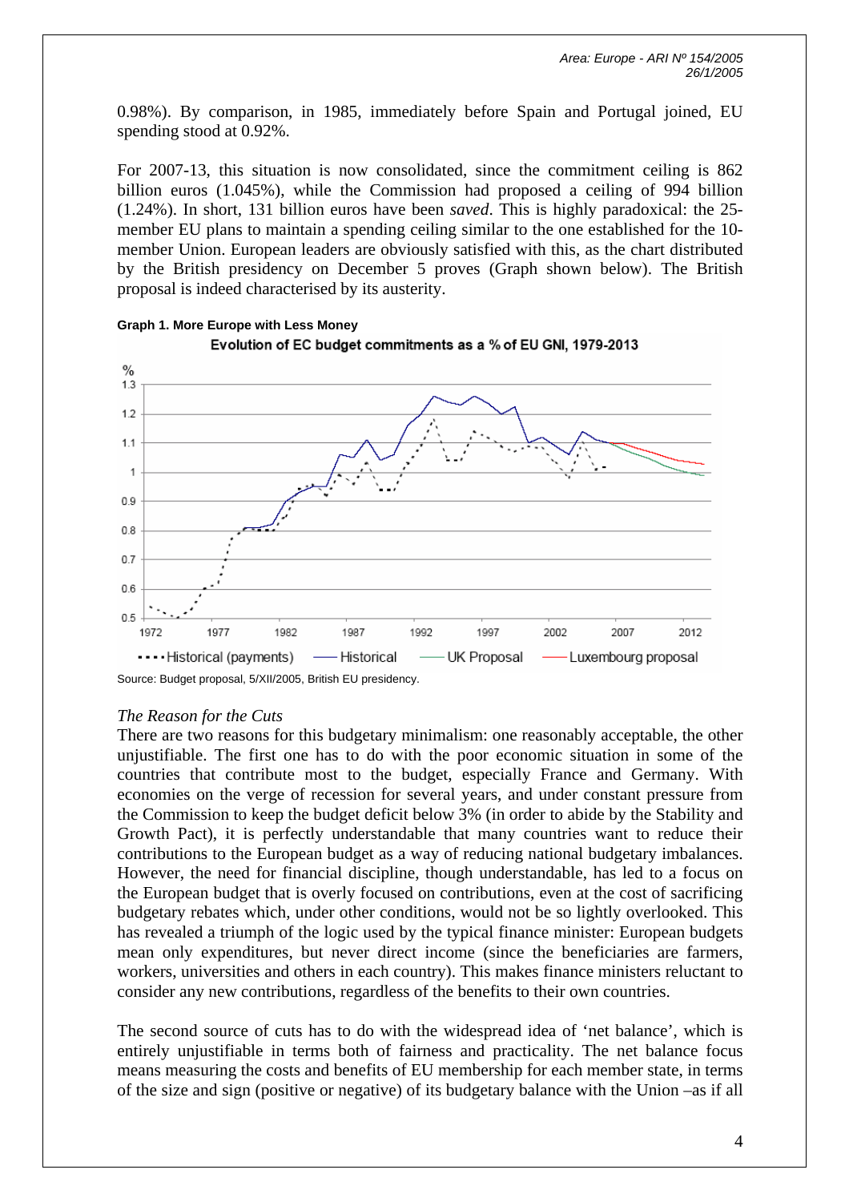0.98%). By comparison, in 1985, immediately before Spain and Portugal joined, EU spending stood at 0.92%.

For 2007-13, this situation is now consolidated, since the commitment ceiling is 862 billion euros (1.045%), while the Commission had proposed a ceiling of 994 billion (1.24%). In short, 131 billion euros have been *saved*. This is highly paradoxical: the 25-member EU plans to maintain a spending ceiling similar to the one established for the 10-member Union. European leaders are obviously satisfied with this, as the chart distributed by the British presidency on December 5 proves (Graph shown below). The British proposal is indeed characterised by its austerity.

**Graph 1. More Europe with Less Money**

Source: Budget proposal, 5/XII/2005, British EU presidency.

*The Reason for the Cuts*

There are two reasons for this budgetary minimalism: one reasonably acceptable, the other unjustifiable. The first one has to do with the poor economic situation in some of the countries that contribute most to the budget, especially France and Germany. With economies on the verge of recession for several years, and under constant pressure from the Commission to keep the budget deficit below 3% (in order to abide by the Stability and Growth Pact), it is perfectly understandable that many countries want to reduce their contributions to the European budget as a way of reducing national budgetary imbalances. However, the need for financial discipline, though understandable, has led to a focus on the European budget that is overly focused on contributions, even at the cost of sacrificing budgetary rebates which, under other conditions, would not be so lightly overlooked. This has revealed a triumph of the logic used by the typical finance minister: European budgets mean only expenditures, but never direct income (since the beneficiaries are farmers, workers, universities and others in each country). This makes finance ministers reluctant to consider any new contributions, regardless of the benefits to their own countries.

The second source of cuts has to do with the widespread idea of 'net balance', which is entirely unjustifiable in terms both of fairness and practicality. The net balance focus means measuring the costs and benefits of EU membership for each member state, in terms of the size and sign (positive or negative) of its budgetary balance with the Union –as if all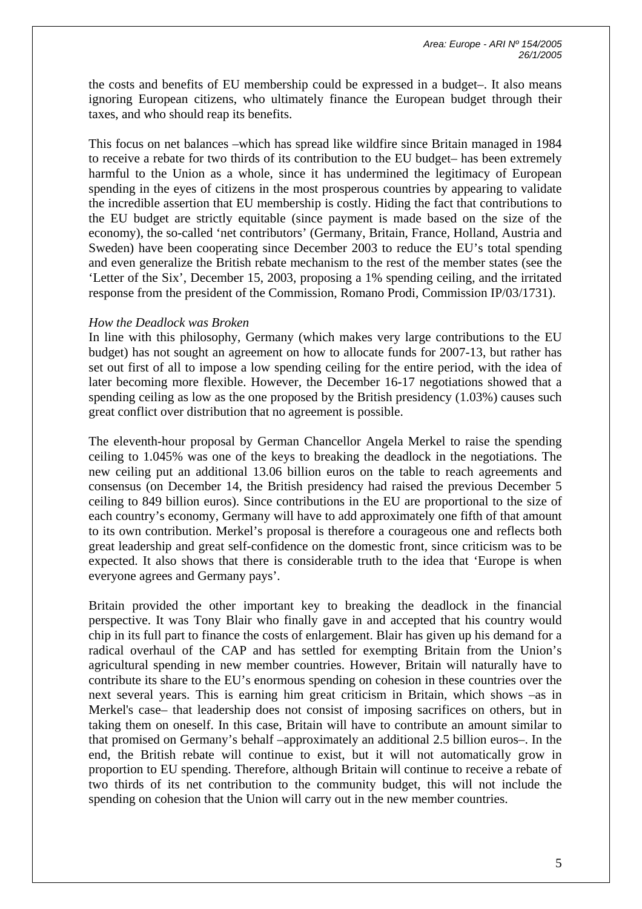the costs and benefits of EU membership could be expressed in a budget–. It also means ignoring European citizens, who ultimately finance the European budget through their taxes, and who should reap its benefits.

This focus on net balances –which has spread like wildfire since Britain managed in 1984 to receive a rebate for two thirds of its contribution to the EU budget– has been extremely harmful to the Union as a whole, since it has undermined the legitimacy of European spending in the eyes of citizens in the most prosperous countries by appearing to validate the incredible assertion that EU membership is costly. Hiding the fact that contributions to the EU budget are strictly equitable (since payment is made based on the size of the economy), the so-called 'net contributors' (Germany, Britain, France, Holland, Austria and Sweden) have been cooperating since December 2003 to reduce the EU's total spending and even generalize the British rebate mechanism to the rest of the member states (see the 'Letter of the Six', December 15, 2003, proposing a 1% spending ceiling, and the irritated response from the president of the Commission, Romano Prodi, Commission IP/03/1731).

*How the Deadlock was Broken*

In line with this philosophy, Germany (which makes very large contributions to the EU budget) has not sought an agreement on how to allocate funds for 2007-13, but rather has set out first of all to impose a low spending ceiling for the entire period, with the idea of later becoming more flexible. However, the December 16-17 negotiations showed that a spending ceiling as low as the one proposed by the British presidency (1.03%) causes such great conflict over distribution that no agreement is possible.

The eleventh-hour proposal by German Chancellor Angela Merkel to raise the spending ceiling to 1.045% was one of the keys to breaking the deadlock in the negotiations. The new ceiling put an additional 13.06 billion euros on the table to reach agreements and consensus (on December 14, the British presidency had raised the previous December 5 ceiling to 849 billion euros). Since contributions in the EU are proportional to the size of each country's economy, Germany will have to add approximately one fifth of that amount to its own contribution. Merkel's proposal is therefore a courageous one and reflects both great leadership and great self-confidence on the domestic front, since criticism was to be expected. It also shows that there is considerable truth to the idea that 'Europe is when everyone agrees and Germany pays'.

Britain provided the other important key to breaking the deadlock in the financial perspective. It was Tony Blair who finally gave in and accepted that his country would chip in its full part to finance the costs of enlargement. Blair has given up his demand for a radical overhaul of the CAP and has settled for exempting Britain from the Union's agricultural spending in new member countries. However, Britain will naturally have to contribute its share to the EU's enormous spending on cohesion in these countries over the next several years. This is earning him great criticism in Britain, which shows –as in Merkel's case– that leadership does not consist of imposing sacrifices on others, but in taking them on oneself. In this case, Britain will have to contribute an amount similar to that promised on Germany's behalf –approximately an additional 2.5 billion euros–. In the end, the British rebate will continue to exist, but it will not automatically grow in proportion to EU spending. Therefore, although Britain will continue to receive a rebate of two thirds of its net contribution to the community budget, this will not include the spending on cohesion that the Union will carry out in the new member countries.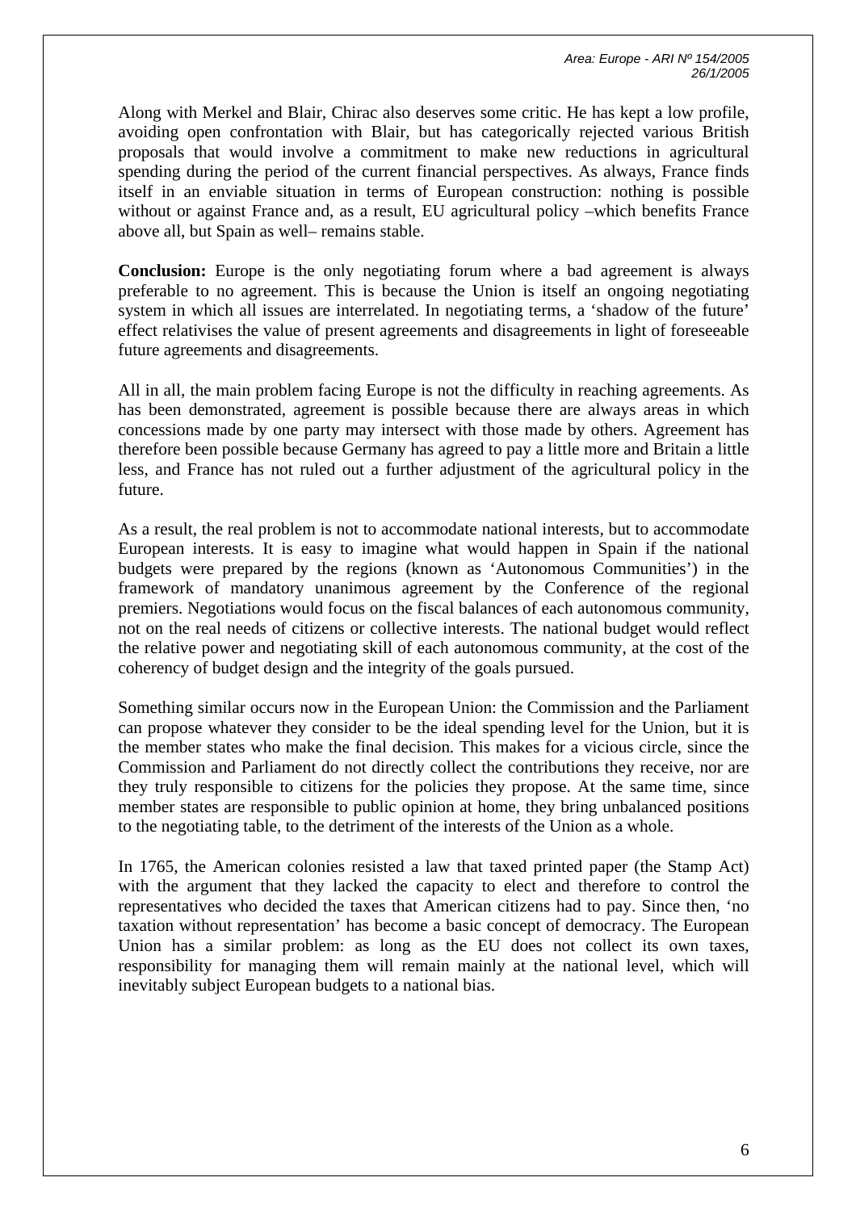Along with Merkel and Blair, Chirac also deserves some critic. He has kept a low profile, avoiding open confrontation with Blair, but has categorically rejected various British proposals that would involve a commitment to make new reductions in agricultural spending during the period of the current financial perspectives. As always, France finds itself in an enviable situation in terms of European construction: nothing is possible without or against France and, as a result, EU agricultural policy –which benefits France above all, but Spain as well– remains stable.

**Conclusion:** Europe is the only negotiating forum where a bad agreement is always preferable to no agreement. This is because the Union is itself an ongoing negotiating system in which all issues are interrelated. In negotiating terms, a 'shadow of the future' effect relativises the value of present agreements and disagreements in light of foreseeable future agreements and disagreements.

All in all, the main problem facing Europe is not the difficulty in reaching agreements. As has been demonstrated, agreement is possible because there are always areas in which concessions made by one party may intersect with those made by others. Agreement has therefore been possible because Germany has agreed to pay a little more and Britain a little less, and France has not ruled out a further adjustment of the agricultural policy in the future.

As a result, the real problem is not to accommodate national interests, but to accommodate European interests. It is easy to imagine what would happen in Spain if the national budgets were prepared by the regions (known as 'Autonomous Communities') in the framework of mandatory unanimous agreement by the Conference of the regional premiers. Negotiations would focus on the fiscal balances of each autonomous community, not on the real needs of citizens or collective interests. The national budget would reflect the relative power and negotiating skill of each autonomous community, at the cost of the coherency of budget design and the integrity of the goals pursued.

Something similar occurs now in the European Union: the Commission and the Parliament can propose whatever they consider to be the ideal spending level for the Union, but it is the member states who make the final decision. This makes for a vicious circle, since the Commission and Parliament do not directly collect the contributions they receive, nor are they truly responsible to citizens for the policies they propose. At the same time, since member states are responsible to public opinion at home, they bring unbalanced positions to the negotiating table, to the detriment of the interests of the Union as a whole.

In 1765, the American colonies resisted a law that taxed printed paper (the Stamp Act) with the argument that they lacked the capacity to elect and therefore to control the representatives who decided the taxes that American citizens had to pay. Since then, 'no taxation without representation' has become a basic concept of democracy. The European Union has a similar problem: as long as the EU does not collect its own taxes, responsibility for managing them will remain mainly at the national level, which will inevitably subject European budgets to a national bias.